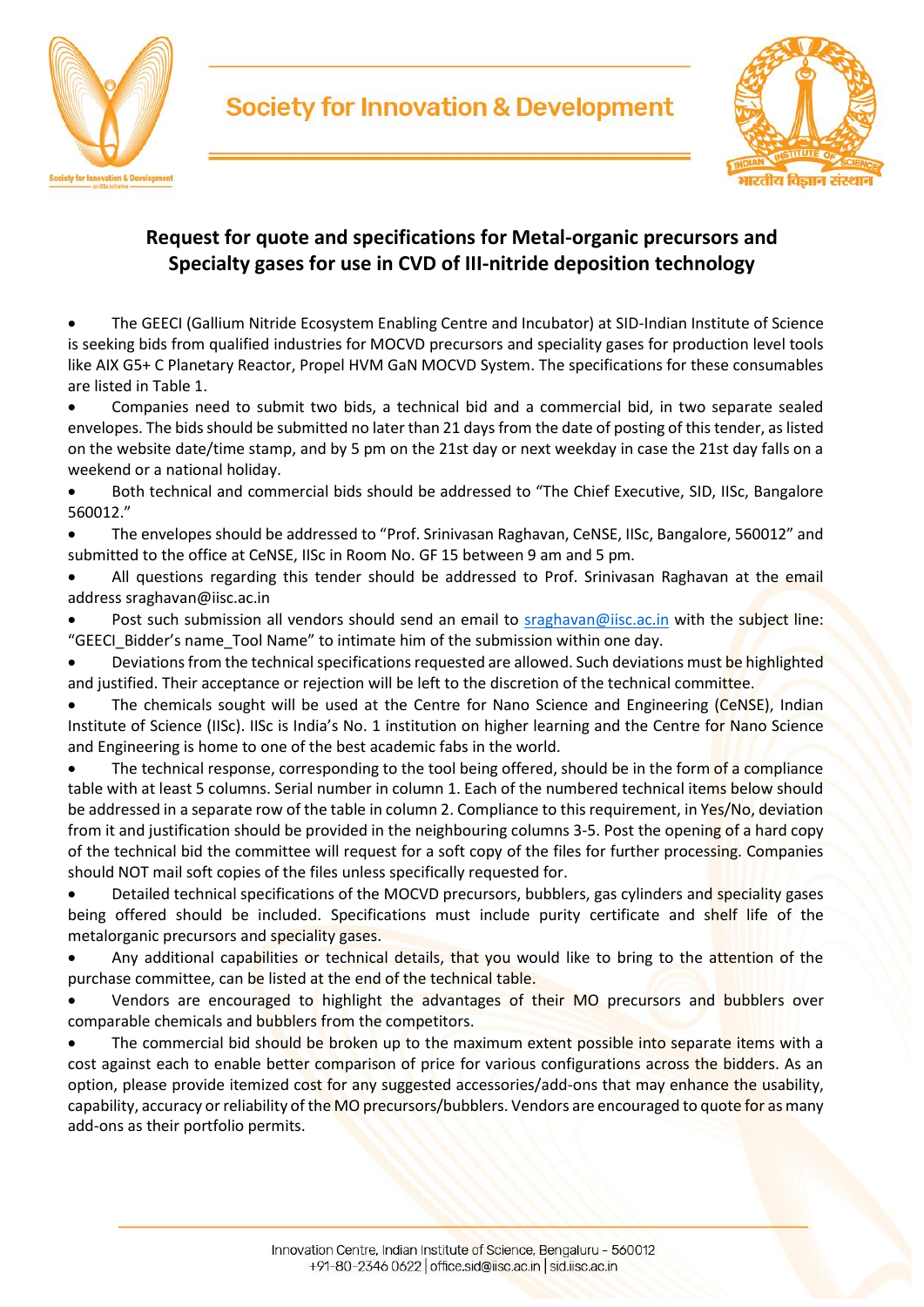# Society for Innovation & Development

## Request for quote and specifications for Metal-organic precursors and Specialty gases for use in CVD of III-nitride deposition technology

- The GEECI (Gallium Nitride Ecosystem Enabling Centre and Incubator) at SID-Indian Institute of Science is seeking bids from qualified industries for MOCVD precursors and speciality gases for production level tools like AIX G5+ C Planetary Reactor, Propel HVM GaN MOCVD System. The specifications for these consumables are listed in Table 1.
- Companies need to submit two bids, a technical bid and a commercial bid, in two separate sealed envelopes. The bids should be submitted no later than 21 days from the date of posting of this tender, as listed on the website date/time stamp, and by 5 pm on the 21st day or next weekday in case the 21st day falls on a weekend or a national holiday.
- Both technical and commercial bids should be addressed to "The Chief Executive, SID, IISc, Bangalore 560012."
- The envelopes should be addressed to "Prof. Srinivasan Raghavan, CeNSE, IISc, Bangalore, 560012" and submitted to the office at CeNSE, IISc in Room No. GF 15 between 9 am and 5 pm.
- All questions regarding this tender should be addressed to Prof. Srinivasan Raghavan at the email address sraghavan@iisc.ac.in
- Post such submission all vendors should send an email to sraghavan@iisc.ac.in with the subject line: "GEECI_Bidder's name_Tool Name" to intimate him of the submission within one day.
- Deviations from the technical specifications requested are allowed. Such deviations must be highlighted and justified. Their acceptance or rejection will be left to the discretion of the technical committee.
- The chemicals sought will be used at the Centre for Nano Science and Engineering (CeNSE), Indian Institute of Science (IISc). IISc is India's No. 1 institution on higher learning and the Centre for Nano Science and Engineering is home to one of the best academic fabs in the world.
- The technical response, corresponding to the tool being offered, should be in the form of a compliance table with at least 5 columns. Serial number in column 1. Each of the numbered technical items below should be addressed in a separate row of the table in column 2. Compliance to this requirement, in Yes/No, deviation from it and justification should be provided in the neighbouring columns 3-5. Post the opening of a hard copy of the technical bid the committee will request for a soft copy of the files for further processing. Companies should NOT mail soft copies of the files unless specifically requested for.
- Detailed technical specifications of the MOCVD precursors, bubblers, gas cylinders and speciality gases being offered should be included. Specifications must include purity certificate and shelf life of the metalorganic precursors and speciality gases.
- Any additional capabilities or technical details, that you would like to bring to the attention of the purchase committee, can be listed at the end of the technical table.
- Vendors are encouraged to highlight the advantages of their MO precursors and bubblers over comparable chemicals and bubblers from the competitors.
- The commercial bid should be broken up to the maximum extent possible into separate items with a cost against each to enable better comparison of price for various configurations across the bidders. As an option, please provide itemized cost for any suggested accessories/add-ons that may enhance the usability, capability, accuracy or reliability of the MO precursors/bubblers. Vendors are encouraged to quote for as many add-ons as their portfolio permits.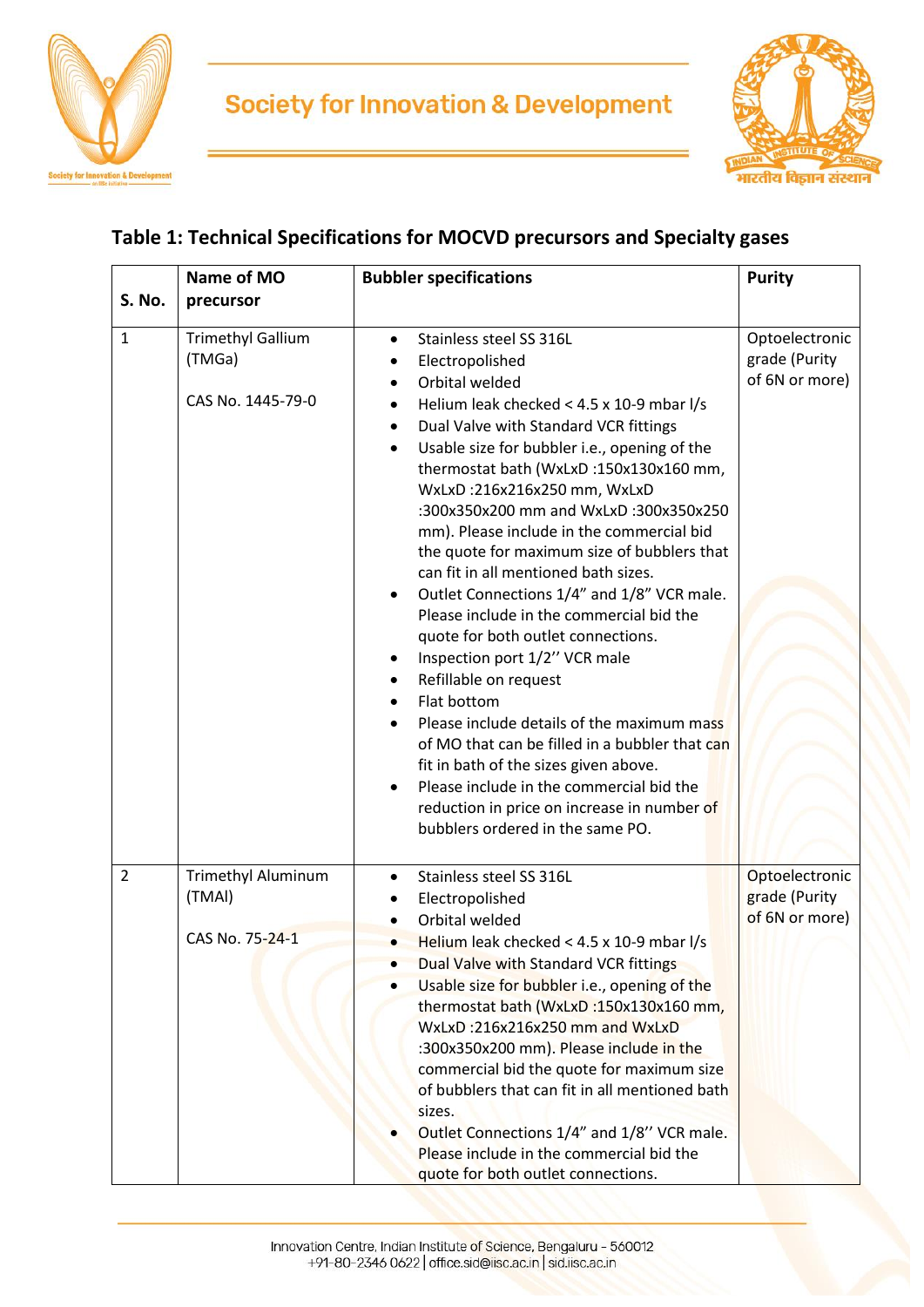## Table 1: Technical Specifications for MOCVD precursors and Specialty gases

| S. No. | Name of MO precursor | Bubbler specifications | Purity |
|---|---|---|---|
| 1 | Trimethyl Gallium (TMGa)<br><br>CAS No. 1445-79-0 | • Stainless steel SS 316L<br>• Electropolished<br>• Orbital welded<br>• Helium leak checked < 4.5 x 10-9 mbar l/s<br>• Dual Valve with Standard VCR fittings<br>• Usable size for bubbler i.e., opening of the thermostat bath (WxLxD :150x130x160 mm, WxLxD :216x216x250 mm, WxLxD :300x350x200 mm and WxLxD :300x350x250 mm). Please include in the commercial bid the quote for maximum size of bubblers that can fit in all mentioned bath sizes.<br>• Outlet Connections 1/4" and 1/8" VCR male. Please include in the commercial bid the quote for both outlet connections.<br>• Inspection port 1/2'' VCR male<br>• Refillable on request<br>• Flat bottom<br>• Please include details of the maximum mass of MO that can be filled in a bubbler that can fit in bath of the sizes given above.<br>• Please include in the commercial bid the reduction in price on increase in number of bubblers ordered in the same PO. | Optoelectronic grade (Purity of 6N or more) |
| 2 | Trimethyl Aluminum (TMAl)<br><br>CAS No. 75-24-1 | • Stainless steel SS 316L<br>• Electropolished<br>• Orbital welded<br>• Helium leak checked < 4.5 x 10-9 mbar l/s<br>• Dual Valve with Standard VCR fittings<br>• Usable size for bubbler i.e., opening of the thermostat bath (WxLxD :150x130x160 mm, WxLxD :216x216x250 mm and WxLxD :300x350x200 mm). Please include in the commercial bid the quote for maximum size of bubblers that can fit in all mentioned bath sizes.<br>• Outlet Connections 1/4" and 1/8'' VCR male. Please include in the commercial bid the quote for both outlet connections. | Optoelectronic grade (Purity of 6N or more) |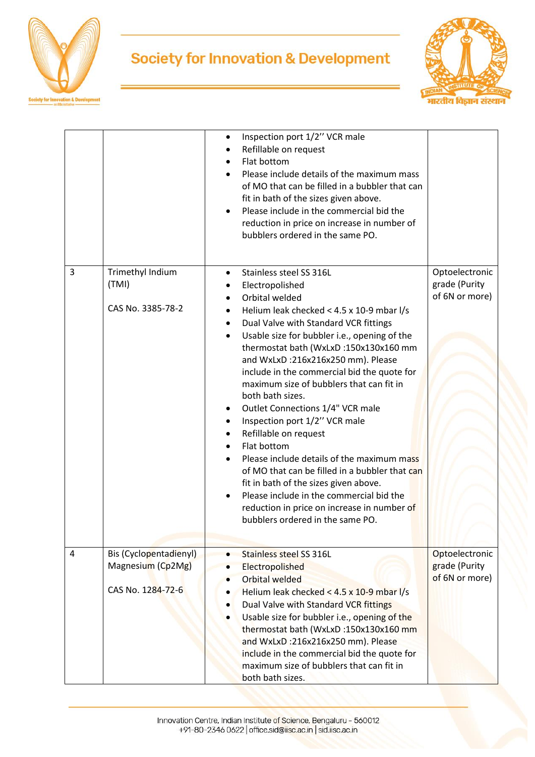| | | | |
|---|---|---|---|
| | | • Inspection port 1/2'' VCR male<br>• Refillable on request<br>• Flat bottom<br>• Please include details of the maximum mass of MO that can be filled in a bubbler that can fit in bath of the sizes given above.<br>• Please include in the commercial bid the reduction in price on increase in number of bubblers ordered in the same PO. | |
| 3 | Trimethyl Indium (TMI)<br><br>CAS No. 3385-78-2 | • Stainless steel SS 316L<br>• Electropolished<br>• Orbital welded<br>• Helium leak checked < 4.5 x 10-9 mbar l/s<br>• Dual Valve with Standard VCR fittings<br>• Usable size for bubbler i.e., opening of the thermostat bath (WxLxD :150x130x160 mm and WxLxD :216x216x250 mm). Please include in the commercial bid the quote for maximum size of bubblers that can fit in both bath sizes.<br>• Outlet Connections 1/4" VCR male<br>• Inspection port 1/2'' VCR male<br>• Refillable on request<br>• Flat bottom<br>• Please include details of the maximum mass of MO that can be filled in a bubbler that can fit in bath of the sizes given above.<br>• Please include in the commercial bid the reduction in price on increase in number of bubblers ordered in the same PO. | Optoelectronic grade (Purity of 6N or more) |
| 4 | Bis (Cyclopentadienyl) Magnesium (Cp2Mg)<br><br>CAS No. 1284-72-6 | • Stainless steel SS 316L<br>• Electropolished<br>• Orbital welded<br>• Helium leak checked < 4.5 x 10-9 mbar l/s<br>• Dual Valve with Standard VCR fittings<br>• Usable size for bubbler i.e., opening of the thermostat bath (WxLxD :150x130x160 mm and WxLxD :216x216x250 mm). Please include in the commercial bid the quote for maximum size of bubblers that can fit in both bath sizes. | Optoelectronic grade (Purity of 6N or more) |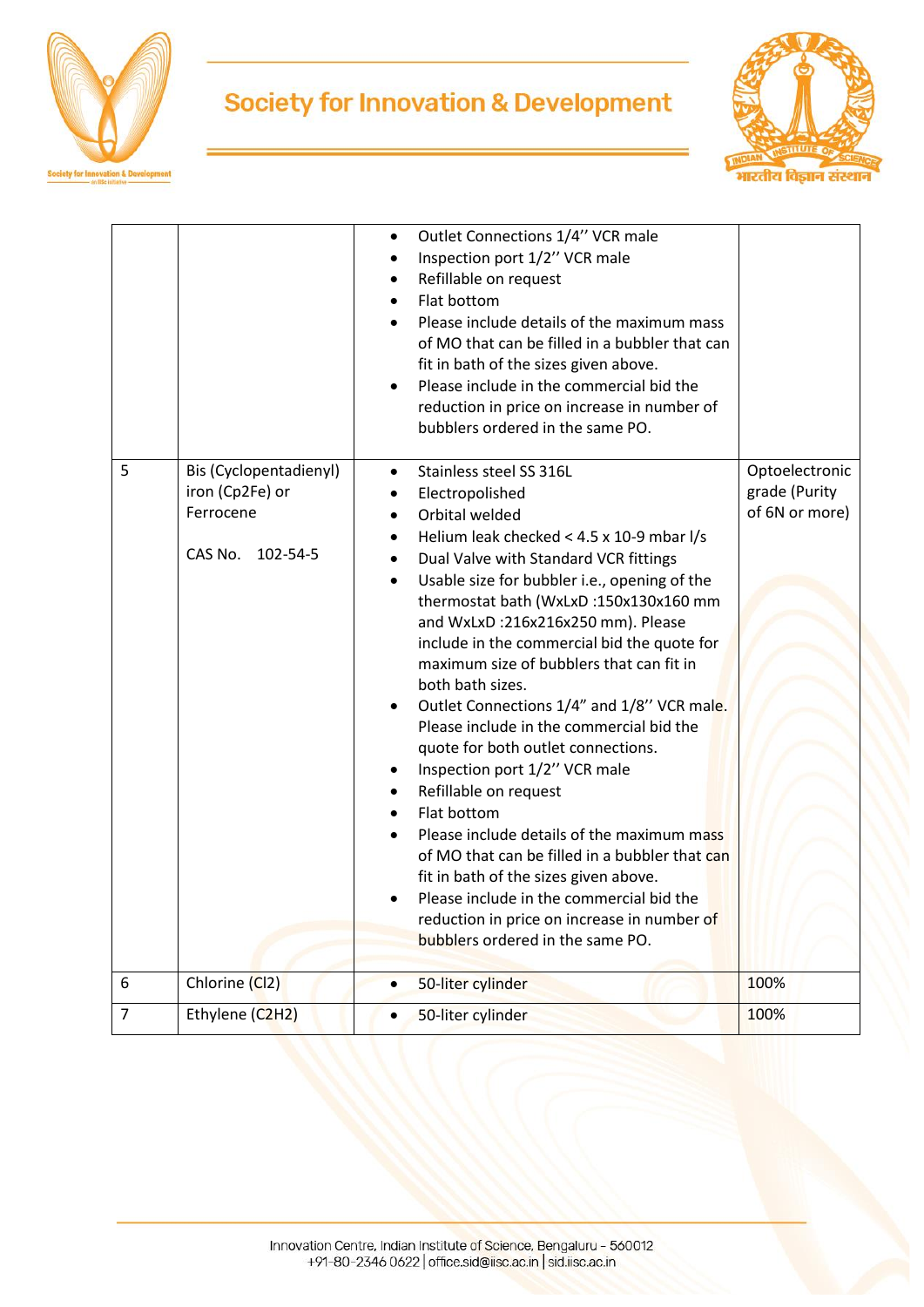| | | | |
|---|---|---|---|
| | | • Outlet Connections 1/4'' VCR male<br>• Inspection port 1/2'' VCR male<br>• Refillable on request<br>• Flat bottom<br>• Please include details of the maximum mass of MO that can be filled in a bubbler that can fit in bath of the sizes given above.<br>• Please include in the commercial bid the reduction in price on increase in number of bubblers ordered in the same PO. | |
| 5 | Bis (Cyclopentadienyl) iron (Cp2Fe) or Ferrocene<br><br>CAS No. 102-54-5 | • Stainless steel SS 316L<br>• Electropolished<br>• Orbital welded<br>• Helium leak checked < 4.5 x 10-9 mbar l/s<br>• Dual Valve with Standard VCR fittings<br>• Usable size for bubbler i.e., opening of the thermostat bath (WxLxD :150x130x160 mm and WxLxD :216x216x250 mm). Please include in the commercial bid the quote for maximum size of bubblers that can fit in both bath sizes.<br>• Outlet Connections 1/4" and 1/8'' VCR male. Please include in the commercial bid the quote for both outlet connections.<br>• Inspection port 1/2'' VCR male<br>• Refillable on request<br>• Flat bottom<br>• Please include details of the maximum mass of MO that can be filled in a bubbler that can fit in bath of the sizes given above.<br>• Please include in the commercial bid the reduction in price on increase in number of bubblers ordered in the same PO. | Optoelectronic grade (Purity of 6N or more) |
| 6 | Chlorine ($Cl_2$) | • 50-liter cylinder | 100% |
| 7 | Ethylene ($C_2H_2$) | • 50-liter cylinder | 100% |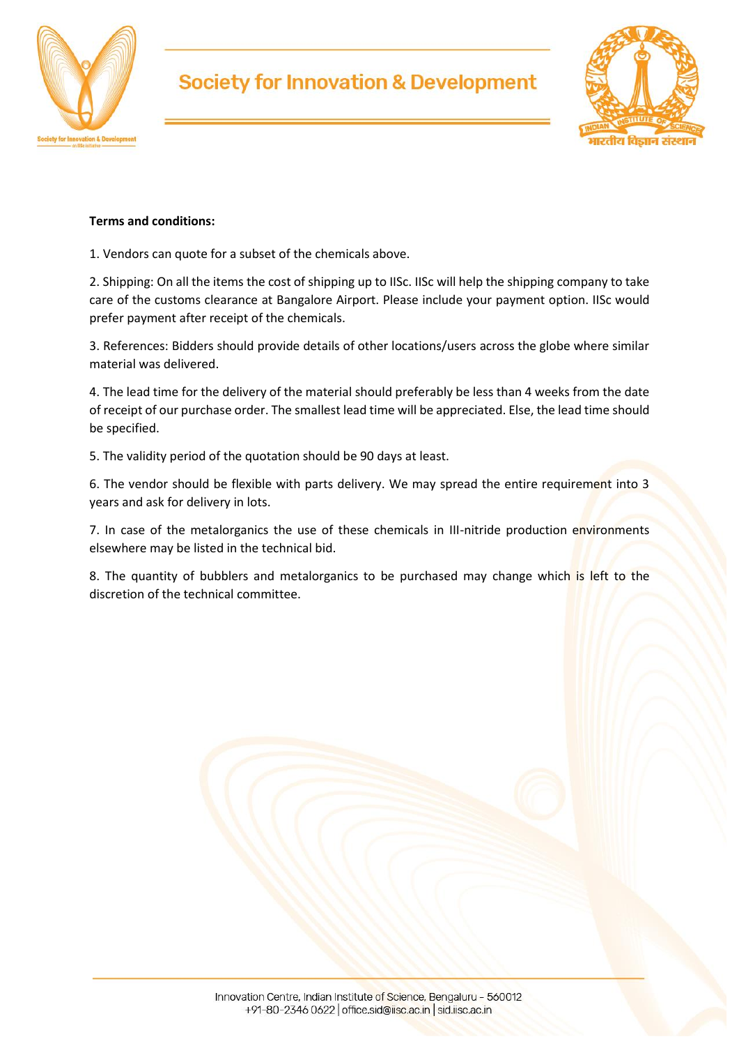**Terms and conditions:**

1. Vendors can quote for a subset of the chemicals above.

2. Shipping: On all the items the cost of shipping up to IISc. IISc will help the shipping company to take care of the customs clearance at Bangalore Airport. Please include your payment option. IISc would prefer payment after receipt of the chemicals.

3. References: Bidders should provide details of other locations/users across the globe where similar material was delivered.

4. The lead time for the delivery of the material should preferably be less than 4 weeks from the date of receipt of our purchase order. The smallest lead time will be appreciated. Else, the lead time should be specified.

5. The validity period of the quotation should be 90 days at least.

6. The vendor should be flexible with parts delivery. We may spread the entire requirement into 3 years and ask for delivery in lots.

7. In case of the metalorganics the use of these chemicals in III-nitride production environments elsewhere may be listed in the technical bid.

8. The quantity of bubblers and metalorganics to be purchased may change which is left to the discretion of the technical committee.